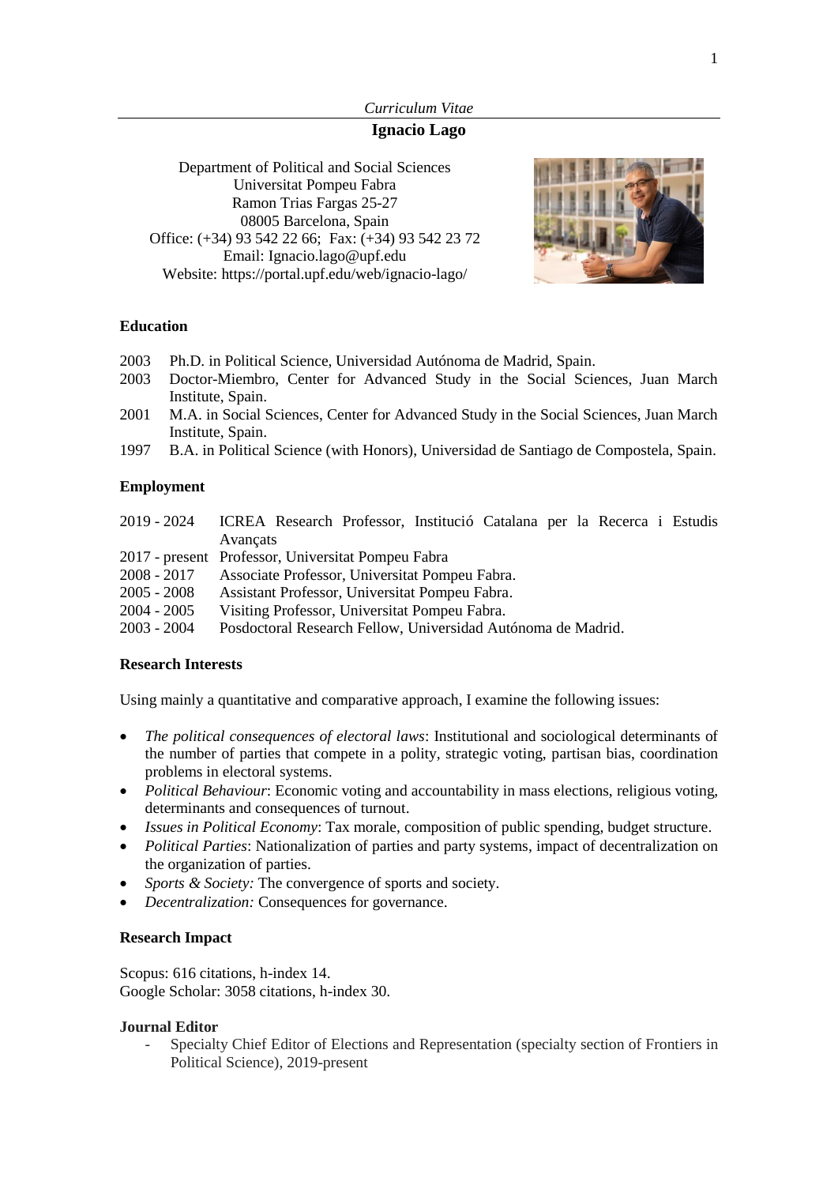*Curriculum Vitae*

# Ignacio Lago

Department of Political and Social Sciences
Universitat Pompeu Fabra
Ramon Trias Fargas 25-27
08005 Barcelona, Spain
Office: (+34) 93 542 22 66; Fax: (+34) 93 542 23 72
Email: Ignacio.lago@upf.edu
Website: https://portal.upf.edu/web/ignacio-lago/

## Education

- 2003 Ph.D. in Political Science, Universidad Autónoma de Madrid, Spain.
- 2003 Doctor-Miembro, Center for Advanced Study in the Social Sciences, Juan March Institute, Spain.
- 2001 M.A. in Social Sciences, Center for Advanced Study in the Social Sciences, Juan March Institute, Spain.
- 1997 B.A. in Political Science (with Honors), Universidad de Santiago de Compostela, Spain.

## Employment

- 2019 - 2024 ICREA Research Professor, Institució Catalana per la Recerca i Estudis Avançats
- 2017 - present Professor, Universitat Pompeu Fabra
- 2008 - 2017 Associate Professor, Universitat Pompeu Fabra.
- 2005 - 2008 Assistant Professor, Universitat Pompeu Fabra.
- 2004 - 2005 Visiting Professor, Universitat Pompeu Fabra.
- 2003 - 2004 Posdoctoral Research Fellow, Universidad Autónoma de Madrid.

## Research Interests

Using mainly a quantitative and comparative approach, I examine the following issues:

- *The political consequences of electoral laws*: Institutional and sociological determinants of the number of parties that compete in a polity, strategic voting, partisan bias, coordination problems in electoral systems.
- *Political Behaviour*: Economic voting and accountability in mass elections, religious voting, determinants and consequences of turnout.
- *Issues in Political Economy*: Tax morale, composition of public spending, budget structure.
- *Political Parties*: Nationalization of parties and party systems, impact of decentralization on the organization of parties.
- *Sports & Society:* The convergence of sports and society.
- *Decentralization:* Consequences for governance.

## Research Impact

Scopus: 616 citations, h-index 14.
Google Scholar: 3058 citations, h-index 30.

## Journal Editor

- Specialty Chief Editor of Elections and Representation (specialty section of Frontiers in Political Science), 2019-present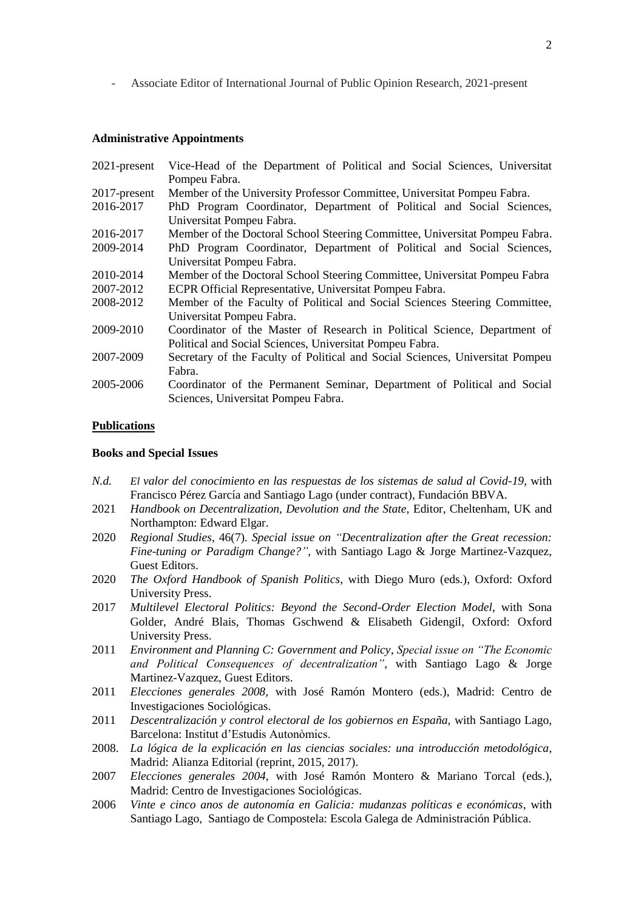- Associate Editor of International Journal of Public Opinion Research, 2021-present

### Administrative Appointments

| | |
|---|---|
| 2021-present | Vice-Head of the Department of Political and Social Sciences, Universitat Pompeu Fabra. |
| 2017-present | Member of the University Professor Committee, Universitat Pompeu Fabra. |
| 2016-2017 | PhD Program Coordinator, Department of Political and Social Sciences, Universitat Pompeu Fabra. |
| 2016-2017 | Member of the Doctoral School Steering Committee, Universitat Pompeu Fabra. |
| 2009-2014 | PhD Program Coordinator, Department of Political and Social Sciences, Universitat Pompeu Fabra. |
| 2010-2014 | Member of the Doctoral School Steering Committee, Universitat Pompeu Fabra |
| 2007-2012 | ECPR Official Representative, Universitat Pompeu Fabra. |
| 2008-2012 | Member of the Faculty of Political and Social Sciences Steering Committee, Universitat Pompeu Fabra. |
| 2009-2010 | Coordinator of the Master of Research in Political Science, Department of Political and Social Sciences, Universitat Pompeu Fabra. |
| 2007-2009 | Secretary of the Faculty of Political and Social Sciences, Universitat Pompeu Fabra. |
| 2005-2006 | Coordinator of the Permanent Seminar, Department of Political and Social Sciences, Universitat Pompeu Fabra. |

## Publications

### Books and Special Issues

| | |
|---|---|
| *N.d.* | *El valor del conocimiento en las respuestas de los sistemas de salud al Covid-19*, with Francisco Pérez García and Santiago Lago (under contract), Fundación BBVA. |
| 2021 | *Handbook on Decentralization, Devolution and the State*, Editor, Cheltenham, UK and Northampton: Edward Elgar. |
| 2020 | *Regional Studies*, 46(7). *Special issue on "Decentralization after the Great recession: Fine-tuning or Paradigm Change?"*, with Santiago Lago & Jorge Martinez-Vazquez, Guest Editors. |
| 2020 | *The Oxford Handbook of Spanish Politics*, with Diego Muro (eds.), Oxford: Oxford University Press. |
| 2017 | *Multilevel Electoral Politics: Beyond the Second-Order Election Model*, with Sona Golder, André Blais, Thomas Gschwend & Elisabeth Gidengil, Oxford: Oxford University Press. |
| 2011 | *Environment and Planning C: Government and Policy*, *Special issue on "The Economic and Political Consequences of decentralization"*, with Santiago Lago & Jorge Martinez-Vazquez, Guest Editors. |
| 2011 | *Elecciones generales 2008*, with José Ramón Montero (eds.), Madrid: Centro de Investigaciones Sociológicas. |
| 2011 | *Descentralización y control electoral de los gobiernos en España*, with Santiago Lago, Barcelona: Institut d'Estudis Autonòmics. |
| 2008. | *La lógica de la explicación en las ciencias sociales: una introducción metodológica*, Madrid: Alianza Editorial (reprint, 2015, 2017). |
| 2007 | *Elecciones generales 2004*, with José Ramón Montero & Mariano Torcal (eds.), Madrid: Centro de Investigaciones Sociológicas. |
| 2006 | *Vinte e cinco anos de autonomía en Galicia: mudanzas políticas e económicas*, with Santiago Lago, Santiago de Compostela: Escola Galega de Administración Pública. |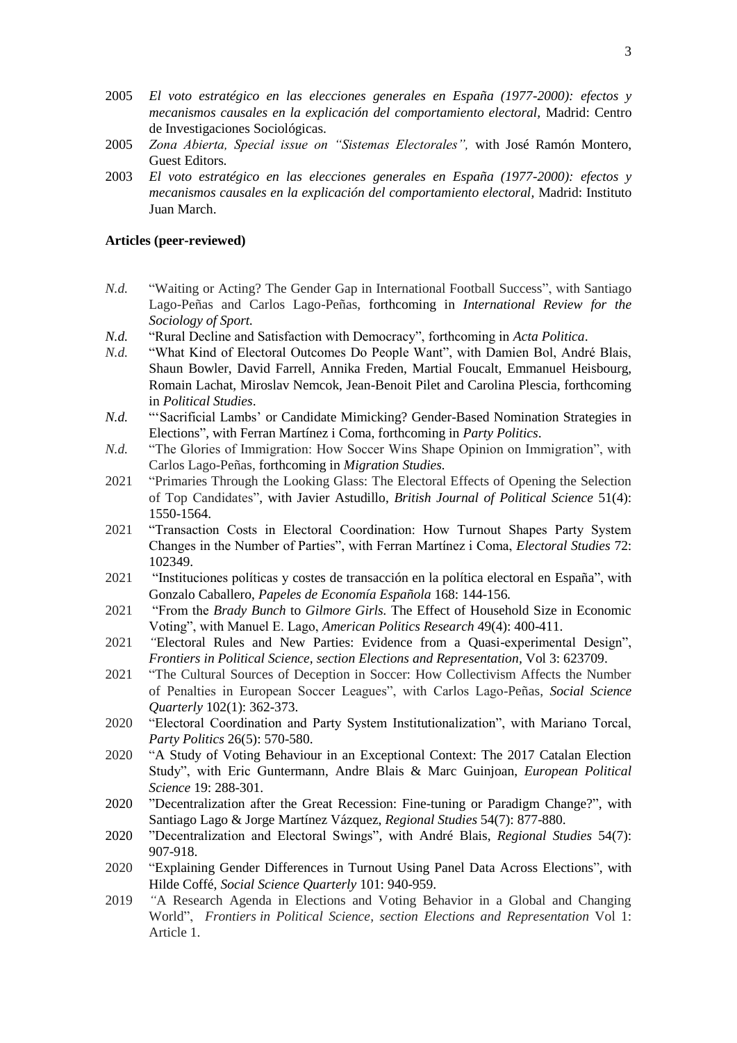2005 *El voto estratégico en las elecciones generales en España (1977-2000): efectos y mecanismos causales en la explicación del comportamiento electoral,* Madrid: Centro de Investigaciones Sociológicas.

2005 *Zona Abierta, Special issue on "Sistemas Electorales",* with José Ramón Montero, Guest Editors.

2003 *El voto estratégico en las elecciones generales en España (1977-2000): efectos y mecanismos causales en la explicación del comportamiento electoral,* Madrid: Instituto Juan March.

**Articles (peer-reviewed)**

*N.d.* "Waiting or Acting? The Gender Gap in International Football Success", with Santiago Lago-Peñas and Carlos Lago-Peñas, forthcoming in *International Review for the Sociology of Sport.*

*N.d.* "Rural Decline and Satisfaction with Democracy", forthcoming in *Acta Politica*.

*N.d.* "What Kind of Electoral Outcomes Do People Want", with Damien Bol, André Blais, Shaun Bowler, David Farrell, Annika Freden, Martial Foucalt, Emmanuel Heisbourg, Romain Lachat, Miroslav Nemcok, Jean-Benoit Pilet and Carolina Plescia, forthcoming in *Political Studies*.

*N.d.* "'Sacrificial Lambs' or Candidate Mimicking? Gender-Based Nomination Strategies in Elections", with Ferran Martínez i Coma, forthcoming in *Party Politics*.

*N.d.* "The Glories of Immigration: How Soccer Wins Shape Opinion on Immigration", with Carlos Lago-Peñas, forthcoming in *Migration Studies.*

2021 "Primaries Through the Looking Glass: The Electoral Effects of Opening the Selection of Top Candidates", with Javier Astudillo, *British Journal of Political Science* 51(4): 1550-1564.

2021 "Transaction Costs in Electoral Coordination: How Turnout Shapes Party System Changes in the Number of Parties", with Ferran Martínez i Coma, *Electoral Studies* 72: 102349.

2021 "Instituciones políticas y costes de transacción en la política electoral en España", with Gonzalo Caballero, *Papeles de Economía Española* 168: 144-156.

2021 "From the *Brady Bunch* to *Gilmore Girls.* The Effect of Household Size in Economic Voting", with Manuel E. Lago, *American Politics Research* 49(4): 400-411.

2021 "Electoral Rules and New Parties: Evidence from a Quasi-experimental Design", *Frontiers in Political Science, section Elections and Representation*, Vol 3: 623709.

2021 "The Cultural Sources of Deception in Soccer: How Collectivism Affects the Number of Penalties in European Soccer Leagues", with Carlos Lago-Peñas, *Social Science Quarterly* 102(1): 362-373.

2020 "Electoral Coordination and Party System Institutionalization", with Mariano Torcal, *Party Politics* 26(5): 570-580.

2020 "A Study of Voting Behaviour in an Exceptional Context: The 2017 Catalan Election Study", with Eric Guntermann, Andre Blais & Marc Guinjoan, *European Political Science* 19: 288-301.

2020 "Decentralization after the Great Recession: Fine-tuning or Paradigm Change?", with Santiago Lago & Jorge Martínez Vázquez, *Regional Studies* 54(7): 877-880.

2020 "Decentralization and Electoral Swings", with André Blais, *Regional Studies* 54(7): 907-918.

2020 "Explaining Gender Differences in Turnout Using Panel Data Across Elections", with Hilde Coffé, *Social Science Quarterly* 101: 940-959.

2019 "A Research Agenda in Elections and Voting Behavior in a Global and Changing World", *Frontiers in Political Science, section Elections and Representation* Vol 1: Article 1.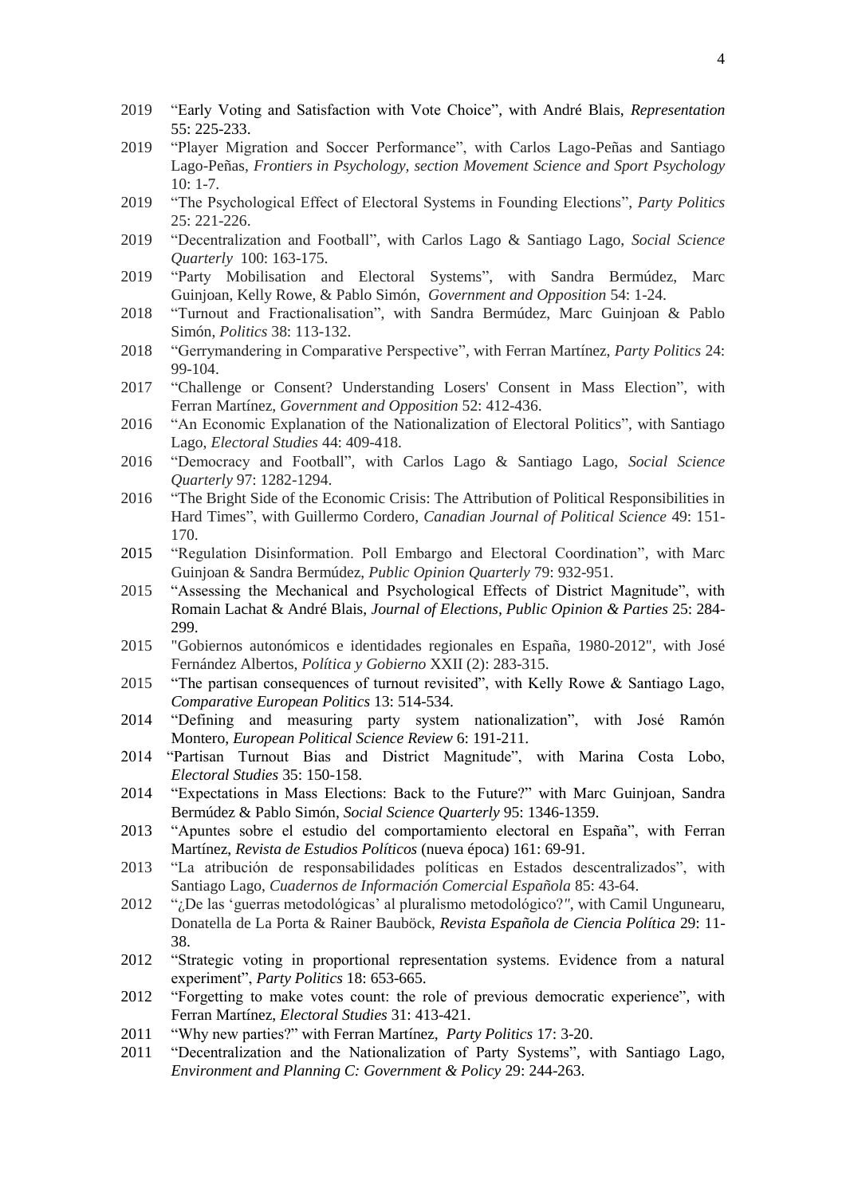2019 "Early Voting and Satisfaction with Vote Choice", with André Blais, *Representation* 55: 225-233.

2019 "Player Migration and Soccer Performance", with Carlos Lago-Peñas and Santiago Lago-Peñas, *Frontiers in Psychology, section Movement Science and Sport Psychology* 10: 1-7.

2019 "The Psychological Effect of Electoral Systems in Founding Elections", *Party Politics* 25: 221-226.

2019 "Decentralization and Football", with Carlos Lago & Santiago Lago, *Social Science Quarterly* 100: 163-175.

2019 "Party Mobilisation and Electoral Systems", with Sandra Bermúdez, Marc Guinjoan, Kelly Rowe, & Pablo Simón, *Government and Opposition* 54: 1-24.

2018 "Turnout and Fractionalisation", with Sandra Bermúdez, Marc Guinjoan & Pablo Simón, *Politics* 38: 113-132.

2018 "Gerrymandering in Comparative Perspective", with Ferran Martínez, *Party Politics* 24: 99-104.

2017 "Challenge or Consent? Understanding Losers' Consent in Mass Election", with Ferran Martínez, *Government and Opposition* 52: 412-436.

2016 "An Economic Explanation of the Nationalization of Electoral Politics", with Santiago Lago, *Electoral Studies* 44: 409-418.

2016 "Democracy and Football", with Carlos Lago & Santiago Lago, *Social Science Quarterly* 97: 1282-1294.

2016 "The Bright Side of the Economic Crisis: The Attribution of Political Responsibilities in Hard Times", with Guillermo Cordero, *Canadian Journal of Political Science* 49: 151-170.

2015 "Regulation Disinformation. Poll Embargo and Electoral Coordination", with Marc Guinjoan & Sandra Bermúdez, *Public Opinion Quarterly* 79: 932-951.

2015 "Assessing the Mechanical and Psychological Effects of District Magnitude", with Romain Lachat & André Blais, *Journal of Elections, Public Opinion & Parties* 25: 284-299.

2015 "Gobiernos autonómicos e identidades regionales en España, 1980-2012", with José Fernández Albertos, *Política y Gobierno* XXII (2): 283-315.

2015 "The partisan consequences of turnout revisited", with Kelly Rowe & Santiago Lago, *Comparative European Politics* 13: 514-534.

2014 "Defining and measuring party system nationalization", with José Ramón Montero, *European Political Science Review* 6: 191-211.

2014 "Partisan Turnout Bias and District Magnitude", with Marina Costa Lobo, *Electoral Studies* 35: 150-158.

2014 "Expectations in Mass Elections: Back to the Future?" with Marc Guinjoan, Sandra Bermúdez & Pablo Simón, *Social Science Quarterly* 95: 1346-1359.

2013 "Apuntes sobre el estudio del comportamiento electoral en España", with Ferran Martínez, *Revista de Estudios Políticos* (nueva época) 161: 69-91.

2013 "La atribución de responsabilidades políticas en Estados descentralizados", with Santiago Lago, *Cuadernos de Información Comercial Española* 85: 43-64.

2012 "¿De las 'guerras metodológicas' al pluralismo metodológico?", with Camil Ungunearu, Donatella de La Porta & Rainer Bauböck, *Revista Española de Ciencia Política* 29: 11-38.

2012 "Strategic voting in proportional representation systems. Evidence from a natural experiment", *Party Politics* 18: 653-665.

2012 "Forgetting to make votes count: the role of previous democratic experience", with Ferran Martínez, *Electoral Studies* 31: 413-421.

2011 "Why new parties?" with Ferran Martínez, *Party Politics* 17: 3-20.

2011 "Decentralization and the Nationalization of Party Systems", with Santiago Lago, *Environment and Planning C: Government & Policy* 29: 244-263.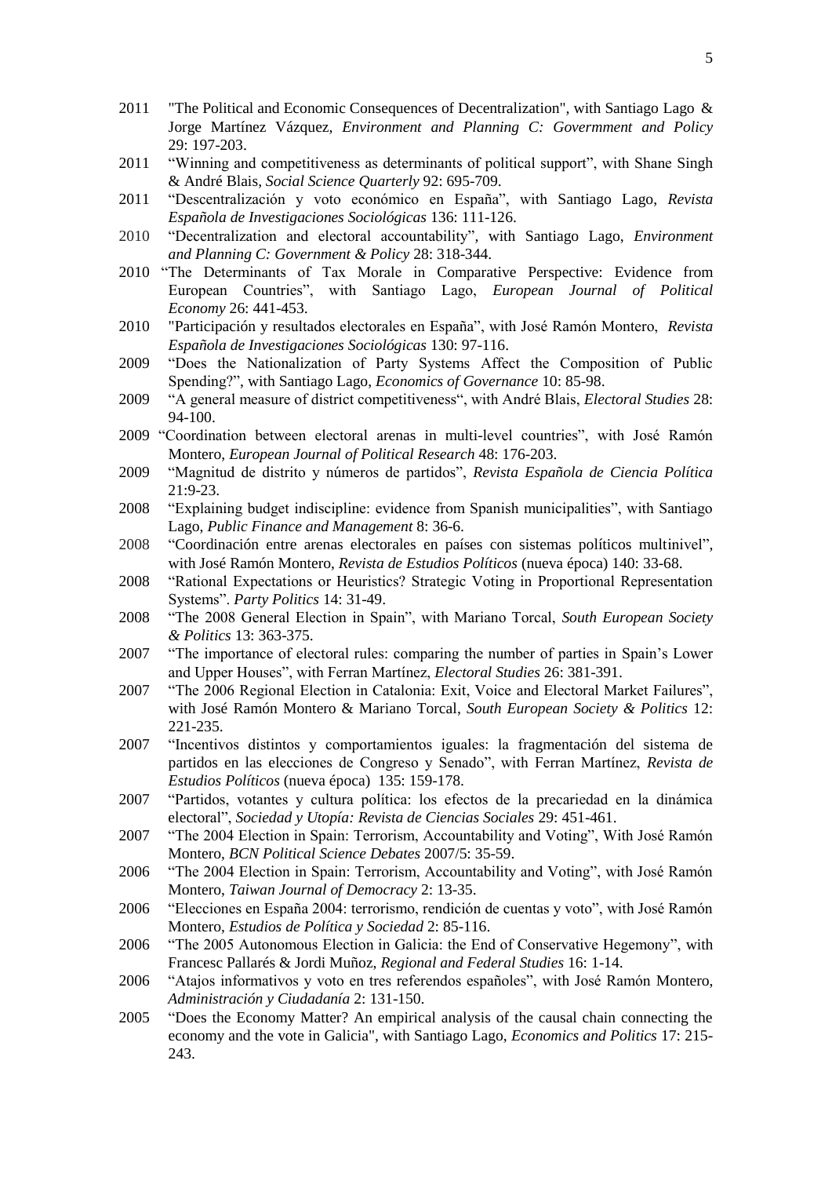2011 "The Political and Economic Consequences of Decentralization", with Santiago Lago & Jorge Martínez Vázquez, *Environment and Planning C: Govermment and Policy* 29: 197-203.

2011 "Winning and competitiveness as determinants of political support", with Shane Singh & André Blais, *Social Science Quarterly* 92: 695-709.

2011 "Descentralización y voto económico en España", with Santiago Lago, *Revista Española de Investigaciones Sociológicas* 136: 111-126.

2010 "Decentralization and electoral accountability", with Santiago Lago, *Environment and Planning C: Government & Policy* 28: 318-344.

2010 "The Determinants of Tax Morale in Comparative Perspective: Evidence from European Countries", with Santiago Lago, *European Journal of Political Economy* 26: 441-453.

2010 "Participación y resultados electorales en España", with José Ramón Montero, *Revista Española de Investigaciones Sociológicas* 130: 97-116.

2009 "Does the Nationalization of Party Systems Affect the Composition of Public Spending?", with Santiago Lago, *Economics of Governance* 10: 85-98.

2009 "A general measure of district competitiveness", with André Blais, *Electoral Studies* 28: 94-100.

2009 "Coordination between electoral arenas in multi-level countries", with José Ramón Montero, *European Journal of Political Research* 48: 176-203.

2009 "Magnitud de distrito y números de partidos", *Revista Española de Ciencia Política* 21:9-23.

2008 "Explaining budget indiscipline: evidence from Spanish municipalities", with Santiago Lago, *Public Finance and Management* 8: 36-6.

2008 "Coordinación entre arenas electorales en países con sistemas políticos multinivel", with José Ramón Montero, *Revista de Estudios Políticos* (nueva época) 140: 33-68.

2008 "Rational Expectations or Heuristics? Strategic Voting in Proportional Representation Systems". *Party Politics* 14: 31-49.

2008 "The 2008 General Election in Spain", with Mariano Torcal, *South European Society & Politics* 13: 363-375.

2007 "The importance of electoral rules: comparing the number of parties in Spain's Lower and Upper Houses", with Ferran Martínez, *Electoral Studies* 26: 381-391.

2007 "The 2006 Regional Election in Catalonia: Exit, Voice and Electoral Market Failures", with José Ramón Montero & Mariano Torcal, *South European Society & Politics* 12: 221-235.

2007 "Incentivos distintos y comportamientos iguales: la fragmentación del sistema de partidos en las elecciones de Congreso y Senado", with Ferran Martínez, *Revista de Estudios Políticos* (nueva época) 135: 159-178.

2007 "Partidos, votantes y cultura política: los efectos de la precariedad en la dinámica electoral", *Sociedad y Utopía: Revista de Ciencias Sociales* 29: 451-461.

2007 "The 2004 Election in Spain: Terrorism, Accountability and Voting", With José Ramón Montero, *BCN Political Science Debates* 2007/5: 35-59.

2006 "The 2004 Election in Spain: Terrorism, Accountability and Voting", with José Ramón Montero, *Taiwan Journal of Democracy* 2: 13-35.

2006 "Elecciones en España 2004: terrorismo, rendición de cuentas y voto", with José Ramón Montero, *Estudios de Política y Sociedad* 2: 85-116.

2006 "The 2005 Autonomous Election in Galicia: the End of Conservative Hegemony", with Francesc Pallarés & Jordi Muñoz, *Regional and Federal Studies* 16: 1-14.

2006 "Atajos informativos y voto en tres referendos españoles", with José Ramón Montero, *Administración y Ciudadanía* 2: 131-150.

2005 "Does the Economy Matter? An empirical analysis of the causal chain connecting the economy and the vote in Galicia", with Santiago Lago, *Economics and Politics* 17: 215-243.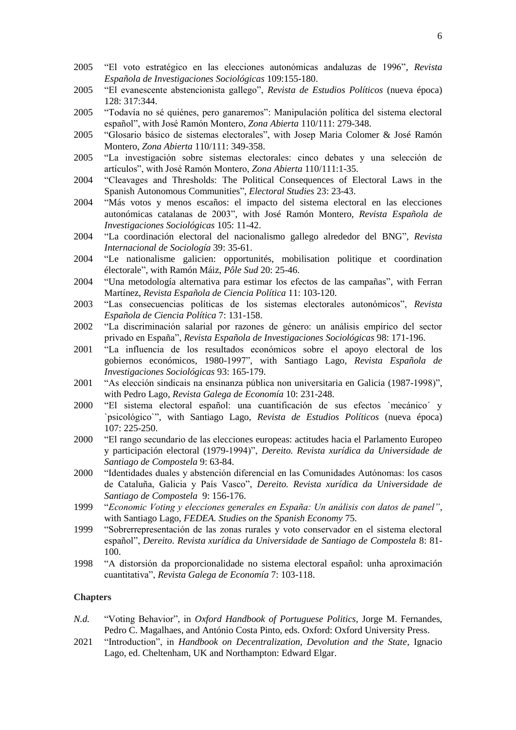2005 "El voto estratégico en las elecciones autonómicas andaluzas de 1996", *Revista Española de Investigaciones Sociológicas* 109:155-180.

2005 "El evanescente abstencionista gallego", *Revista de Estudios Políticos* (nueva época) 128: 317:344.

2005 "Todavía no sé quiénes, pero ganaremos": Manipulación política del sistema electoral español", with José Ramón Montero, *Zona Abierta* 110/111: 279-348.

2005 "Glosario básico de sistemas electorales", with Josep Maria Colomer & José Ramón Montero, *Zona Abierta* 110/111: 349-358.

2005 "La investigación sobre sistemas electorales: cinco debates y una selección de artículos", with José Ramón Montero, *Zona Abierta* 110/111:1-35.

2004 "Cleavages and Thresholds: The Political Consequences of Electoral Laws in the Spanish Autonomous Communities", *Electoral Studies* 23: 23-43.

2004 "Más votos y menos escaños: el impacto del sistema electoral en las elecciones autonómicas catalanas de 2003", with José Ramón Montero, *Revista Española de Investigaciones Sociológicas* 105: 11-42.

2004 "La coordinación electoral del nacionalismo gallego alrededor del BNG", *Revista Internacional de Sociología* 39: 35-61.

2004 "Le nationalisme galicien: opportunités, mobilisation politique et coordination électorale", with Ramón Máiz, *Pôle Sud* 20: 25-46.

2004 "Una metodología alternativa para estimar los efectos de las campañas", with Ferran Martínez, *Revista Española de Ciencia Política* 11: 103-120.

2003 "Las consecuencias políticas de los sistemas electorales autonómicos", *Revista Española de Ciencia Política* 7: 131-158.

2002 "La discriminación salarial por razones de género: un análisis empírico del sector privado en España", *Revista Española de Investigaciones Sociológicas* 98: 171-196.

2001 "La influencia de los resultados económicos sobre el apoyo electoral de los gobiernos económicos, 1980-1997", with Santiago Lago, *Revista Española de Investigaciones Sociológicas* 93: 165-179.

2001 "As elección sindicais na ensinanza pública non universitaria en Galicia (1987-1998)", with Pedro Lago, *Revista Galega de Economía* 10: 231-248.

2000 "El sistema electoral español: una cuantificación de sus efectos `mecánico´ y `psicológico`", with Santiago Lago, *Revista de Estudios Políticos* (nueva época) 107: 225-250.

2000 "El rango secundario de las elecciones europeas: actitudes hacia el Parlamento Europeo y participación electoral (1979-1994)", *Dereito. Revista xurídica da Universidade de Santiago de Compostela* 9: 63-84.

2000 "Identidades duales y abstención diferencial en las Comunidades Autónomas: los casos de Cataluña, Galicia y País Vasco", *Dereito. Revista xurídica da Universidade de Santiago de Compostela* 9: 156-176.

1999 "*Economic Voting y elecciones generales en España: Un análisis con datos de panel",* with Santiago Lago, *FEDEA. Studies on the Spanish Economy* 75.

1999 "Sobrerrepresentación de las zonas rurales y voto conservador en el sistema electoral español", *Dereito. Revista xurídica da Universidade de Santiago de Compostela* 8: 81-100.

1998 "A distorsión da proporcionalidade no sistema electoral español: unha aproximación cuantitativa", *Revista Galega de Economía* 7: 103-118.

### Chapters

*N.d.* "Voting Behavior", in *Oxford Handbook of Portuguese Politics*, Jorge M. Fernandes, Pedro C. Magalhaes, and António Costa Pinto, eds. Oxford: Oxford University Press.

2021 "Introduction", in *Handbook on Decentralization, Devolution and the State*, Ignacio Lago, ed. Cheltenham, UK and Northampton: Edward Elgar.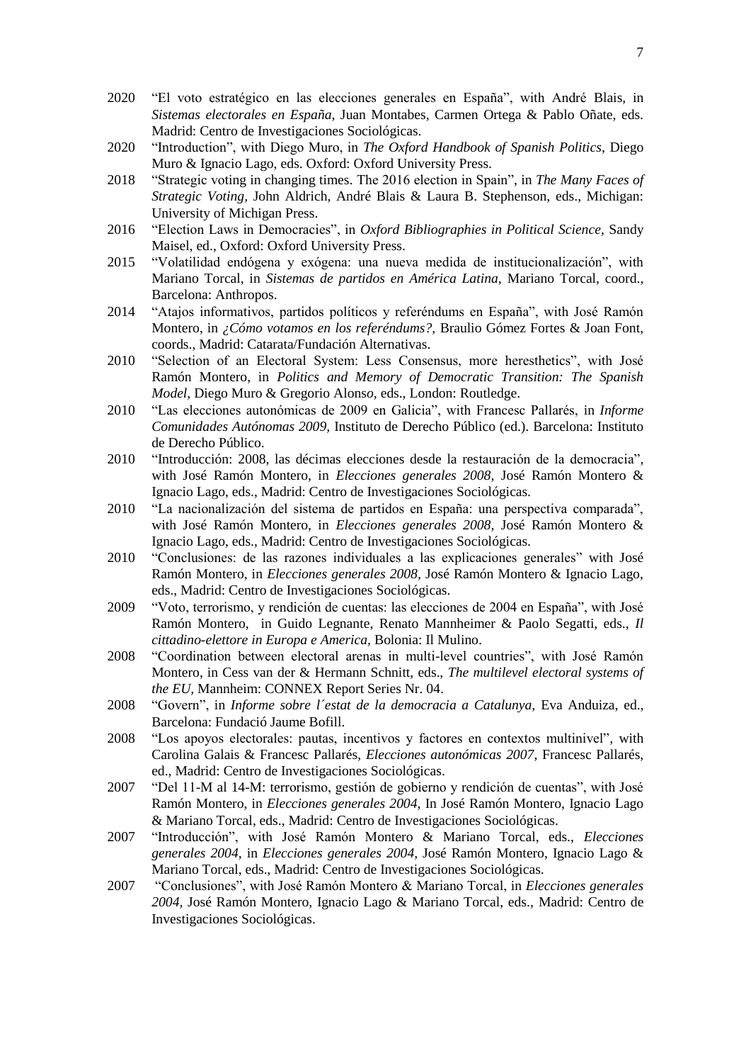2020 "El voto estratégico en las elecciones generales en España", with André Blais, in *Sistemas electorales en España*, Juan Montabes, Carmen Ortega & Pablo Oñate, eds. Madrid: Centro de Investigaciones Sociológicas.

2020 "Introduction", with Diego Muro, in *The Oxford Handbook of Spanish Politics*, Diego Muro & Ignacio Lago, eds. Oxford: Oxford University Press.

2018 "Strategic voting in changing times. The 2016 election in Spain", in *The Many Faces of Strategic Voting*, John Aldrich, André Blais & Laura B. Stephenson, eds., Michigan: University of Michigan Press.

2016 "Election Laws in Democracies", in *Oxford Bibliographies in Political Science,* Sandy Maisel, ed., Oxford: Oxford University Press.

2015 "Volatilidad endógena y exógena: una nueva medida de institucionalización", with Mariano Torcal, in *Sistemas de partidos en América Latina*, Mariano Torcal, coord., Barcelona: Anthropos.

2014 "Atajos informativos, partidos políticos y referéndums en España", with José Ramón Montero, in *¿Cómo votamos en los referéndums?,* Braulio Gómez Fortes & Joan Font, coords., Madrid: Catarata/Fundación Alternativas.

2010 "Selection of an Electoral System: Less Consensus, more heresthetics", with José Ramón Montero, in *Politics and Memory of Democratic Transition: The Spanish Model,* Diego Muro & Gregorio Alonso, eds., London: Routledge.

2010 "Las elecciones autonómicas de 2009 en Galicia", with Francesc Pallarés, in *Informe Comunidades Autónomas 2009,* Instituto de Derecho Público (ed.). Barcelona: Instituto de Derecho Público.

2010 "Introducción: 2008, las décimas elecciones desde la restauración de la democracia", with José Ramón Montero, in *Elecciones generales 2008,* José Ramón Montero & Ignacio Lago, eds., Madrid: Centro de Investigaciones Sociológicas.

2010 "La nacionalización del sistema de partidos en España: una perspectiva comparada", with José Ramón Montero, in *Elecciones generales 2008,* José Ramón Montero & Ignacio Lago, eds., Madrid: Centro de Investigaciones Sociológicas.

2010 "Conclusiones: de las razones individuales a las explicaciones generales" with José Ramón Montero, in *Elecciones generales 2008,* José Ramón Montero & Ignacio Lago, eds., Madrid: Centro de Investigaciones Sociológicas.

2009 "Voto, terrorismo, y rendición de cuentas: las elecciones de 2004 en España", with José Ramón Montero, in Guido Legnante, Renato Mannheimer & Paolo Segatti, eds., *Il cittadino-elettore in Europa e America,* Bolonia: Il Mulino.

2008 "Coordination between electoral arenas in multi-level countries", with José Ramón Montero, in Cess van der & Hermann Schnitt, eds., *The multilevel electoral systems of the EU,* Mannheim: CONNEX Report Series Nr. 04.

2008 "Govern", in *Informe sobre l´estat de la democracia a Catalunya,* Eva Anduiza, ed., Barcelona: Fundació Jaume Bofill.

2008 "Los apoyos electorales: pautas, incentivos y factores en contextos multinivel", with Carolina Galais & Francesc Pallarés, *Elecciones autonómicas 2007*, Francesc Pallarés, ed., Madrid: Centro de Investigaciones Sociológicas.

2007 "Del 11-M al 14-M: terrorismo, gestión de gobierno y rendición de cuentas", with José Ramón Montero, in *Elecciones generales 2004,* In José Ramón Montero, Ignacio Lago & Mariano Torcal, eds., Madrid: Centro de Investigaciones Sociológicas.

2007 "Introducción", with José Ramón Montero & Mariano Torcal, eds., *Elecciones generales 2004,* in *Elecciones generales 2004*, José Ramón Montero, Ignacio Lago & Mariano Torcal, eds., Madrid: Centro de Investigaciones Sociológicas.

2007 "Conclusiones", with José Ramón Montero & Mariano Torcal, in *Elecciones generales 2004,* José Ramón Montero, Ignacio Lago & Mariano Torcal, eds., Madrid: Centro de Investigaciones Sociológicas.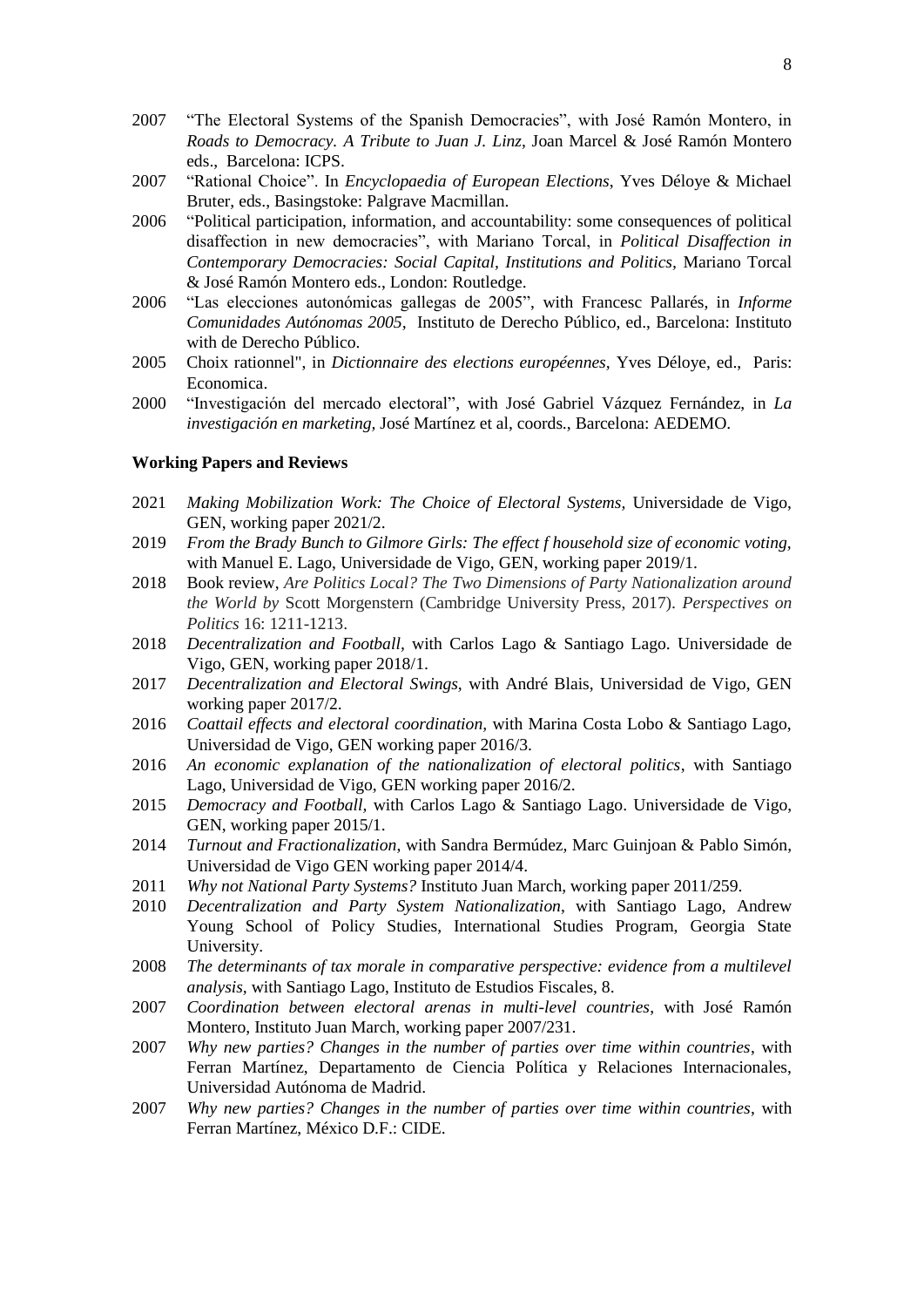2007 "The Electoral Systems of the Spanish Democracies", with José Ramón Montero, in *Roads to Democracy. A Tribute to Juan J. Linz*, Joan Marcel & José Ramón Montero eds., Barcelona: ICPS.

2007 "Rational Choice". In *Encyclopaedia of European Elections*, Yves Déloye & Michael Bruter, eds., Basingstoke: Palgrave Macmillan.

2006 "Political participation, information, and accountability: some consequences of political disaffection in new democracies", with Mariano Torcal, in *Political Disaffection in Contemporary Democracies: Social Capital, Institutions and Politics*, Mariano Torcal & José Ramón Montero eds., London: Routledge.

2006 "Las elecciones autonómicas gallegas de 2005", with Francesc Pallarés, in *Informe Comunidades Autónomas 2005*, Instituto de Derecho Público, ed., Barcelona: Instituto with de Derecho Público.

2005 Choix rationnel", in *Dictionnaire des elections européennes*, Yves Déloye, ed., Paris: Economica.

2000 "Investigación del mercado electoral", with José Gabriel Vázquez Fernández, in *La investigación en marketing*, José Martínez et al, coords., Barcelona: AEDEMO.

**Working Papers and Reviews**

2021 *Making Mobilization Work: The Choice of Electoral Systems,* Universidade de Vigo, GEN, working paper 2021/2.

2019 *From the Brady Bunch to Gilmore Girls: The effect f household size of economic voting,* with Manuel E. Lago, Universidade de Vigo, GEN, working paper 2019/1.

2018 Book review, *Are Politics Local? The Two Dimensions of Party Nationalization around the World by* Scott Morgenstern (Cambridge University Press, 2017). *Perspectives on Politics* 16: 1211-1213.

2018 *Decentralization and Football,* with Carlos Lago & Santiago Lago. Universidade de Vigo, GEN, working paper 2018/1.

2017 *Decentralization and Electoral Swings*, with André Blais, Universidad de Vigo, GEN working paper 2017/2.

2016 *Coattail effects and electoral coordination,* with Marina Costa Lobo & Santiago Lago, Universidad de Vigo, GEN working paper 2016/3.

2016 *An economic explanation of the nationalization of electoral politics*, with Santiago Lago, Universidad de Vigo, GEN working paper 2016/2.

2015 *Democracy and Football,* with Carlos Lago & Santiago Lago. Universidade de Vigo, GEN, working paper 2015/1.

2014 *Turnout and Fractionalization*, with Sandra Bermúdez, Marc Guinjoan & Pablo Simón, Universidad de Vigo GEN working paper 2014/4.

2011 *Why not National Party Systems?* Instituto Juan March, working paper 2011/259.

2010 *Decentralization and Party System Nationalization*, with Santiago Lago, Andrew Young School of Policy Studies, International Studies Program, Georgia State University.

2008 *The determinants of tax morale in comparative perspective: evidence from a multilevel analysis*, with Santiago Lago, Instituto de Estudios Fiscales, 8.

2007 *Coordination between electoral arenas in multi-level countries*, with José Ramón Montero, Instituto Juan March, working paper 2007/231.

2007 *Why new parties? Changes in the number of parties over time within countries*, with Ferran Martínez, Departamento de Ciencia Política y Relaciones Internacionales, Universidad Autónoma de Madrid.

2007 *Why new parties? Changes in the number of parties over time within countries*, with Ferran Martínez, México D.F.: CIDE.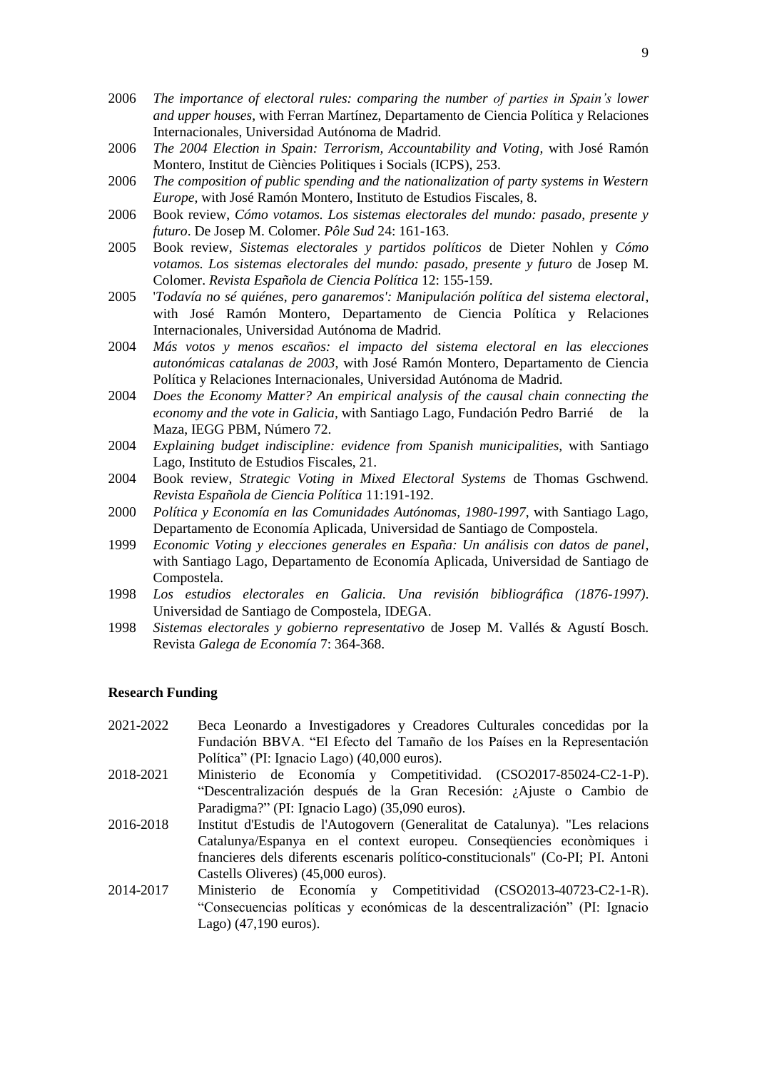2006 *The importance of electoral rules: comparing the number of parties in Spain's lower and upper houses*, with Ferran Martínez, Departamento de Ciencia Política y Relaciones Internacionales, Universidad Autónoma de Madrid.

2006 *The 2004 Election in Spain: Terrorism, Accountability and Voting*, with José Ramón Montero, Institut de Ciències Politiques i Socials (ICPS), 253.

2006 *The composition of public spending and the nationalization of party systems in Western Europe*, with José Ramón Montero, Instituto de Estudios Fiscales, 8.

2006 Book review, *Cómo votamos. Los sistemas electorales del mundo: pasado, presente y futuro*. De Josep M. Colomer. *Pôle Sud* 24: 161-163.

2005 Book review, *Sistemas electorales y partidos políticos* de Dieter Nohlen y *Cómo votamos. Los sistemas electorales del mundo: pasado, presente y futuro* de Josep M. Colomer. *Revista Española de Ciencia Política* 12: 155-159.

2005 '*Todavía no sé quiénes, pero ganaremos': Manipulación política del sistema electoral*, with José Ramón Montero, Departamento de Ciencia Política y Relaciones Internacionales, Universidad Autónoma de Madrid.

2004 *Más votos y menos escaños: el impacto del sistema electoral en las elecciones autonómicas catalanas de 2003*, with José Ramón Montero, Departamento de Ciencia Política y Relaciones Internacionales, Universidad Autónoma de Madrid.

2004 *Does the Economy Matter? An empirical analysis of the causal chain connecting the economy and the vote in Galicia*, with Santiago Lago, Fundación Pedro Barrié de la Maza, IEGG PBM, Número 72.

2004 *Explaining budget indiscipline: evidence from Spanish municipalities*, with Santiago Lago, Instituto de Estudios Fiscales, 21.

2004 Book review, *Strategic Voting in Mixed Electoral Systems* de Thomas Gschwend. *Revista Española de Ciencia Política* 11:191-192.

2000 *Política y Economía en las Comunidades Autónomas, 1980-1997*, with Santiago Lago, Departamento de Economía Aplicada, Universidad de Santiago de Compostela.

1999 *Economic Voting y elecciones generales en España: Un análisis con datos de panel*, with Santiago Lago, Departamento de Economía Aplicada, Universidad de Santiago de Compostela.

1998 *Los estudios electorales en Galicia. Una revisión bibliográfica (1876-1997)*. Universidad de Santiago de Compostela, IDEGA.

1998 *Sistemas electorales y gobierno representativo* de Josep M. Vallés & Agustí Bosch. Revista *Galega de Economía* 7: 364-368.

**Research Funding**

2021-2022 Beca Leonardo a Investigadores y Creadores Culturales concedidas por la Fundación BBVA. "El Efecto del Tamaño de los Países en la Representación Política" (PI: Ignacio Lago) (40,000 euros).

2018-2021 Ministerio de Economía y Competitividad. (CSO2017-85024-C2-1-P). "Descentralización después de la Gran Recesión: ¿Ajuste o Cambio de Paradigma?" (PI: Ignacio Lago) (35,090 euros).

2016-2018 Institut d'Estudis de l'Autogovern (Generalitat de Catalunya). "Les relacions Catalunya/Espanya en el context europeu. Conseqüencies econòmiques i fnancieres dels diferents escenaris político-constitucionals" (Co-PI; PI. Antoni Castells Oliveres) (45,000 euros).

2014-2017 Ministerio de Economía y Competitividad (CSO2013-40723-C2-1-R). "Consecuencias políticas y económicas de la descentralización" (PI: Ignacio Lago) (47,190 euros).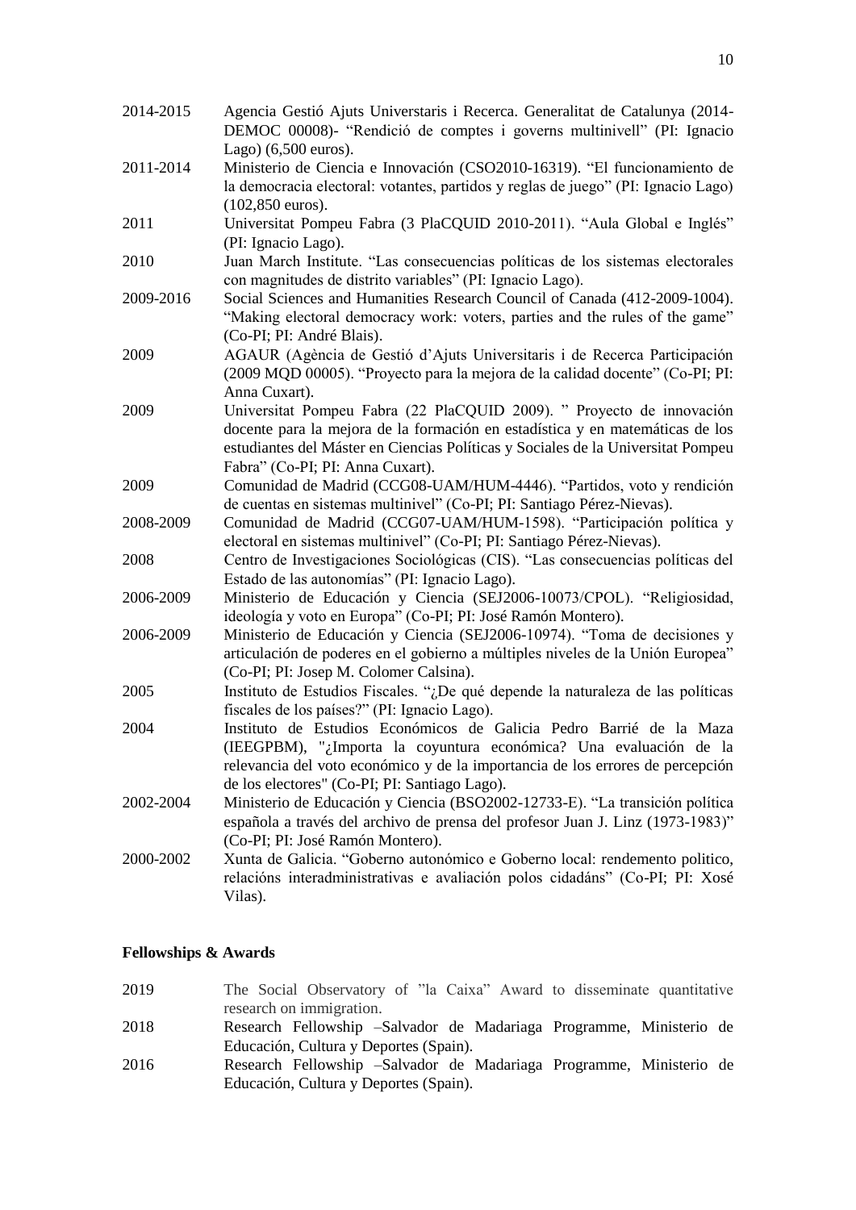2014-2015 Agencia Gestió Ajuts Universtaris i Recerca. Generalitat de Catalunya (2014-DEMOC 00008)- "Rendició de comptes i governs multinivell" (PI: Ignacio Lago) (6,500 euros).

2011-2014 Ministerio de Ciencia e Innovación (CSO2010-16319). "El funcionamiento de la democracia electoral: votantes, partidos y reglas de juego" (PI: Ignacio Lago) (102,850 euros).

2011 Universitat Pompeu Fabra (3 PlaCQUID 2010-2011). "Aula Global e Inglés" (PI: Ignacio Lago).

2010 Juan March Institute. "Las consecuencias políticas de los sistemas electorales con magnitudes de distrito variables" (PI: Ignacio Lago).

2009-2016 Social Sciences and Humanities Research Council of Canada (412-2009-1004). "Making electoral democracy work: voters, parties and the rules of the game" (Co-PI; PI: André Blais).

2009 AGAUR (Agència de Gestió d'Ajuts Universitaris i de Recerca Participación (2009 MQD 00005). "Proyecto para la mejora de la calidad docente" (Co-PI; PI: Anna Cuxart).

2009 Universitat Pompeu Fabra (22 PlaCQUID 2009). " Proyecto de innovación docente para la mejora de la formación en estadística y en matemáticas de los estudiantes del Máster en Ciencias Políticas y Sociales de la Universitat Pompeu Fabra" (Co-PI; PI: Anna Cuxart).

2009 Comunidad de Madrid (CCG08-UAM/HUM-4446). "Partidos, voto y rendición de cuentas en sistemas multinivel" (Co-PI; PI: Santiago Pérez-Nievas).

2008-2009 Comunidad de Madrid (CCG07-UAM/HUM-1598). "Participación política y electoral en sistemas multinivel" (Co-PI; PI: Santiago Pérez-Nievas).

2008 Centro de Investigaciones Sociológicas (CIS). "Las consecuencias políticas del Estado de las autonomías" (PI: Ignacio Lago).

2006-2009 Ministerio de Educación y Ciencia (SEJ2006-10073/CPOL). "Religiosidad, ideología y voto en Europa" (Co-PI; PI: José Ramón Montero).

2006-2009 Ministerio de Educación y Ciencia (SEJ2006-10974). "Toma de decisiones y articulación de poderes en el gobierno a múltiples niveles de la Unión Europea" (Co-PI; PI: Josep M. Colomer Calsina).

2005 Instituto de Estudios Fiscales. "¿De qué depende la naturaleza de las políticas fiscales de los países?" (PI: Ignacio Lago).

2004 Instituto de Estudios Económicos de Galicia Pedro Barrié de la Maza (IEEGPBM), "¿Importa la coyuntura económica? Una evaluación de la relevancia del voto económico y de la importancia de los errores de percepción de los electores" (Co-PI; PI: Santiago Lago).

2002-2004 Ministerio de Educación y Ciencia (BSO2002-12733-E). "La transición política española a través del archivo de prensa del profesor Juan J. Linz (1973-1983)" (Co-PI; PI: José Ramón Montero).

2000-2002 Xunta de Galicia. "Goberno autonómico e Goberno local: rendemento politico, relacións interadministrativas e avaliación polos cidadáns" (Co-PI; PI: Xosé Vilas).

**Fellowships & Awards**

2019 The Social Observatory of "la Caixa" Award to disseminate quantitative research on immigration.

2018 Research Fellowship –Salvador de Madariaga Programme, Ministerio de Educación, Cultura y Deportes (Spain).

2016 Research Fellowship –Salvador de Madariaga Programme, Ministerio de Educación, Cultura y Deportes (Spain).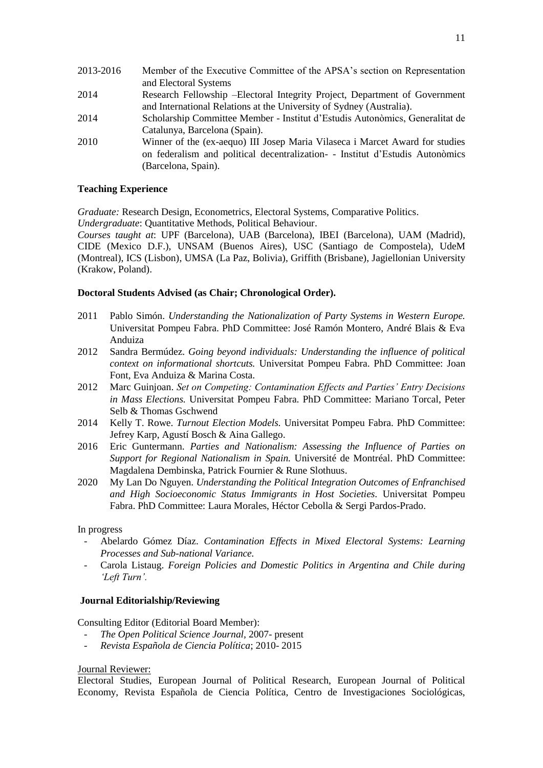| | |
|---|---|
| 2013-2016 | Member of the Executive Committee of the APSA's section on Representation and Electoral Systems |
| 2014 | Research Fellowship –Electoral Integrity Project, Department of Government and International Relations at the University of Sydney (Australia). |
| 2014 | Scholarship Committee Member - Institut d'Estudis Autonòmics, Generalitat de Catalunya, Barcelona (Spain). |
| 2010 | Winner of the (ex-aequo) III Josep Maria Vilaseca i Marcet Award for studies on federalism and political decentralization- - Institut d'Estudis Autonòmics (Barcelona, Spain). |

**Teaching Experience**

*Graduate:* Research Design, Econometrics, Electoral Systems, Comparative Politics.
*Undergraduate*: Quantitative Methods, Political Behaviour.
*Courses taught at*: UPF (Barcelona), UAB (Barcelona), IBEI (Barcelona), UAM (Madrid), CIDE (Mexico D.F.), UNSAM (Buenos Aires), USC (Santiago de Compostela), UdeM (Montreal), ICS (Lisbon), UMSA (La Paz, Bolivia), Griffith (Brisbane), Jagiellonian University (Krakow, Poland).

**Doctoral Students Advised (as Chair; Chronological Order).**

- 2011 Pablo Simón. *Understanding the Nationalization of Party Systems in Western Europe.* Universitat Pompeu Fabra. PhD Committee: José Ramón Montero, André Blais & Eva Anduiza
- 2012 Sandra Bermúdez. *Going beyond individuals: Understanding the influence of political context on informational shortcuts.* Universitat Pompeu Fabra. PhD Committee: Joan Font, Eva Anduiza & Marina Costa.
- 2012 Marc Guinjoan. *Set on Competing: Contamination Effects and Parties' Entry Decisions in Mass Elections.* Universitat Pompeu Fabra. PhD Committee: Mariano Torcal, Peter Selb & Thomas Gschwend
- 2014 Kelly T. Rowe. *Turnout Election Models.* Universitat Pompeu Fabra. PhD Committee: Jefrey Karp, Agustí Bosch & Aina Gallego.
- 2016 Eric Guntermann. *Parties and Nationalism: Assessing the Influence of Parties on Support for Regional Nationalism in Spain.* Université de Montréal. PhD Committee: Magdalena Dembinska, Patrick Fournier & Rune Slothuus.
- 2020 My Lan Do Nguyen. *Understanding the Political Integration Outcomes of Enfranchised and High Socioeconomic Status Immigrants in Host Societies.* Universitat Pompeu Fabra. PhD Committee: Laura Morales, Héctor Cebolla & Sergi Pardos-Prado.

In progress

- Abelardo Gómez Díaz. *Contamination Effects in Mixed Electoral Systems: Learning Processes and Sub-national Variance.*
- Carola Listaug. *Foreign Policies and Domestic Politics in Argentina and Chile during 'Left Turn'.*

**Journal Editorialship/Reviewing**

Consulting Editor (Editorial Board Member):

- *The Open Political Science Journal*, 2007- present
- *Revista Española de Ciencia Política*; 2010- 2015

Journal Reviewer:

Electoral Studies, European Journal of Political Research, European Journal of Political Economy, Revista Española de Ciencia Política, Centro de Investigaciones Sociológicas,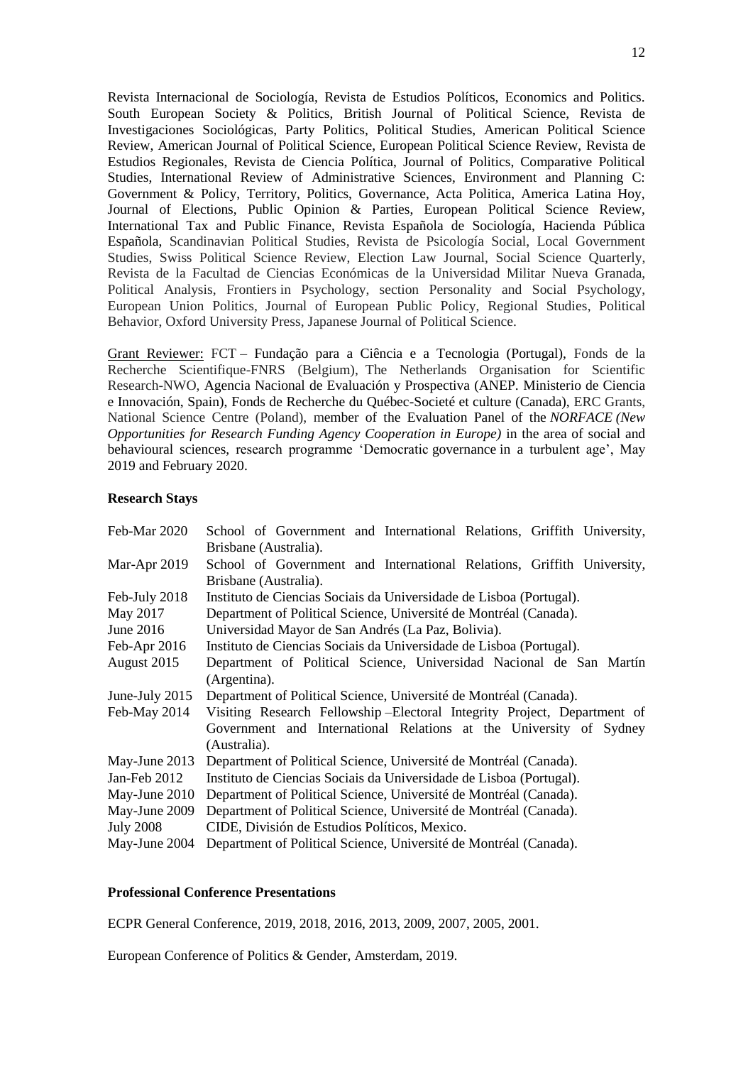Revista Internacional de Sociología, Revista de Estudios Políticos, Economics and Politics. South European Society & Politics, British Journal of Political Science, Revista de Investigaciones Sociológicas, Party Politics, Political Studies, American Political Science Review, American Journal of Political Science, European Political Science Review, Revista de Estudios Regionales, Revista de Ciencia Política, Journal of Politics, Comparative Political Studies, International Review of Administrative Sciences, Environment and Planning C: Government & Policy, Territory, Politics, Governance, Acta Politica, America Latina Hoy, Journal of Elections, Public Opinion & Parties, European Political Science Review, International Tax and Public Finance, Revista Española de Sociología, Hacienda Pública Española, Scandinavian Political Studies, Revista de Psicología Social, Local Government Studies, Swiss Political Science Review, Election Law Journal, Social Science Quarterly, Revista de la Facultad de Ciencias Económicas de la Universidad Militar Nueva Granada, Political Analysis, Frontiers in Psychology, section Personality and Social Psychology, European Union Politics, Journal of European Public Policy, Regional Studies, Political Behavior, Oxford University Press, Japanese Journal of Political Science.

Grant Reviewer: FCT – Fundação para a Ciência e a Tecnologia (Portugal), Fonds de la Recherche Scientifique-FNRS (Belgium), The Netherlands Organisation for Scientific Research-NWO, Agencia Nacional de Evaluación y Prospectiva (ANEP. Ministerio de Ciencia e Innovación, Spain), Fonds de Recherche du Québec-Societé et culture (Canada), ERC Grants, National Science Centre (Poland), member of the Evaluation Panel of the *NORFACE (New Opportunities for Research Funding Agency Cooperation in Europe)* in the area of social and behavioural sciences, research programme 'Democratic governance in a turbulent age', May 2019 and February 2020.

**Research Stays**

| | |
|---|---|
| Feb-Mar 2020 | School of Government and International Relations, Griffith University, Brisbane (Australia). |
| Mar-Apr 2019 | School of Government and International Relations, Griffith University, Brisbane (Australia). |
| Feb-July 2018 | Instituto de Ciencias Sociais da Universidade de Lisboa (Portugal). |
| May 2017 | Department of Political Science, Université de Montréal (Canada). |
| June 2016 | Universidad Mayor de San Andrés (La Paz, Bolivia). |
| Feb-Apr 2016 | Instituto de Ciencias Sociais da Universidade de Lisboa (Portugal). |
| August 2015 | Department of Political Science, Universidad Nacional de San Martín (Argentina). |
| June-July 2015 | Department of Political Science, Université de Montréal (Canada). |
| Feb-May 2014 | Visiting Research Fellowship –Electoral Integrity Project, Department of Government and International Relations at the University of Sydney (Australia). |
| May-June 2013 | Department of Political Science, Université de Montréal (Canada). |
| Jan-Feb 2012 | Instituto de Ciencias Sociais da Universidade de Lisboa (Portugal). |
| May-June 2010 | Department of Political Science, Université de Montréal (Canada). |
| May-June 2009 | Department of Political Science, Université de Montréal (Canada). |
| July 2008 | CIDE, División de Estudios Políticos, Mexico. |
| May-June 2004 | Department of Political Science, Université de Montréal (Canada). |

**Professional Conference Presentations**

ECPR General Conference, 2019, 2018, 2016, 2013, 2009, 2007, 2005, 2001.

European Conference of Politics & Gender, Amsterdam, 2019.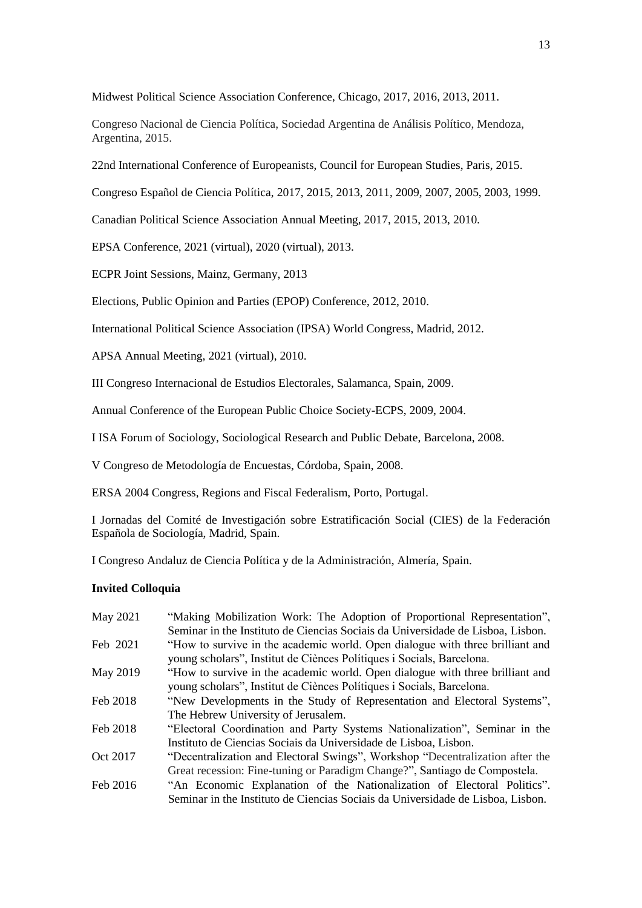Midwest Political Science Association Conference, Chicago, 2017, 2016, 2013, 2011.

Congreso Nacional de Ciencia Política, Sociedad Argentina de Análisis Político, Mendoza, Argentina, 2015.

22nd International Conference of Europeanists, Council for European Studies, Paris, 2015.

Congreso Español de Ciencia Política, 2017, 2015, 2013, 2011, 2009, 2007, 2005, 2003, 1999.

Canadian Political Science Association Annual Meeting, 2017, 2015, 2013, 2010.

EPSA Conference, 2021 (virtual), 2020 (virtual), 2013.

ECPR Joint Sessions, Mainz, Germany, 2013

Elections, Public Opinion and Parties (EPOP) Conference, 2012, 2010.

International Political Science Association (IPSA) World Congress, Madrid, 2012.

APSA Annual Meeting, 2021 (virtual), 2010.

III Congreso Internacional de Estudios Electorales, Salamanca, Spain, 2009.

Annual Conference of the European Public Choice Society-ECPS, 2009, 2004.

I ISA Forum of Sociology, Sociological Research and Public Debate, Barcelona, 2008.

V Congreso de Metodología de Encuestas, Córdoba, Spain, 2008.

ERSA 2004 Congress, Regions and Fiscal Federalism, Porto, Portugal.

I Jornadas del Comité de Investigación sobre Estratificación Social (CIES) de la Federación Española de Sociología, Madrid, Spain.

I Congreso Andaluz de Ciencia Política y de la Administración, Almería, Spain.

**Invited Colloquia**

| | |
|---|---|
| May 2021 | "Making Mobilization Work: The Adoption of Proportional Representation", Seminar in the Instituto de Ciencias Sociais da Universidade de Lisboa, Lisbon. |
| Feb 2021 | "How to survive in the academic world. Open dialogue with three brilliant and young scholars", Institut de Ciències Polítiques i Socials, Barcelona. |
| May 2019 | "How to survive in the academic world. Open dialogue with three brilliant and young scholars", Institut de Ciènces Polítiques i Socials, Barcelona. |
| Feb 2018 | "New Developments in the Study of Representation and Electoral Systems", The Hebrew University of Jerusalem. |
| Feb 2018 | "Electoral Coordination and Party Systems Nationalization", Seminar in the Instituto de Ciencias Sociais da Universidade de Lisboa, Lisbon. |
| Oct 2017 | "Decentralization and Electoral Swings", Workshop "Decentralization after the Great recession: Fine-tuning or Paradigm Change?", Santiago de Compostela. |
| Feb 2016 | "An Economic Explanation of the Nationalization of Electoral Politics". Seminar in the Instituto de Ciencias Sociais da Universidade de Lisboa, Lisbon. |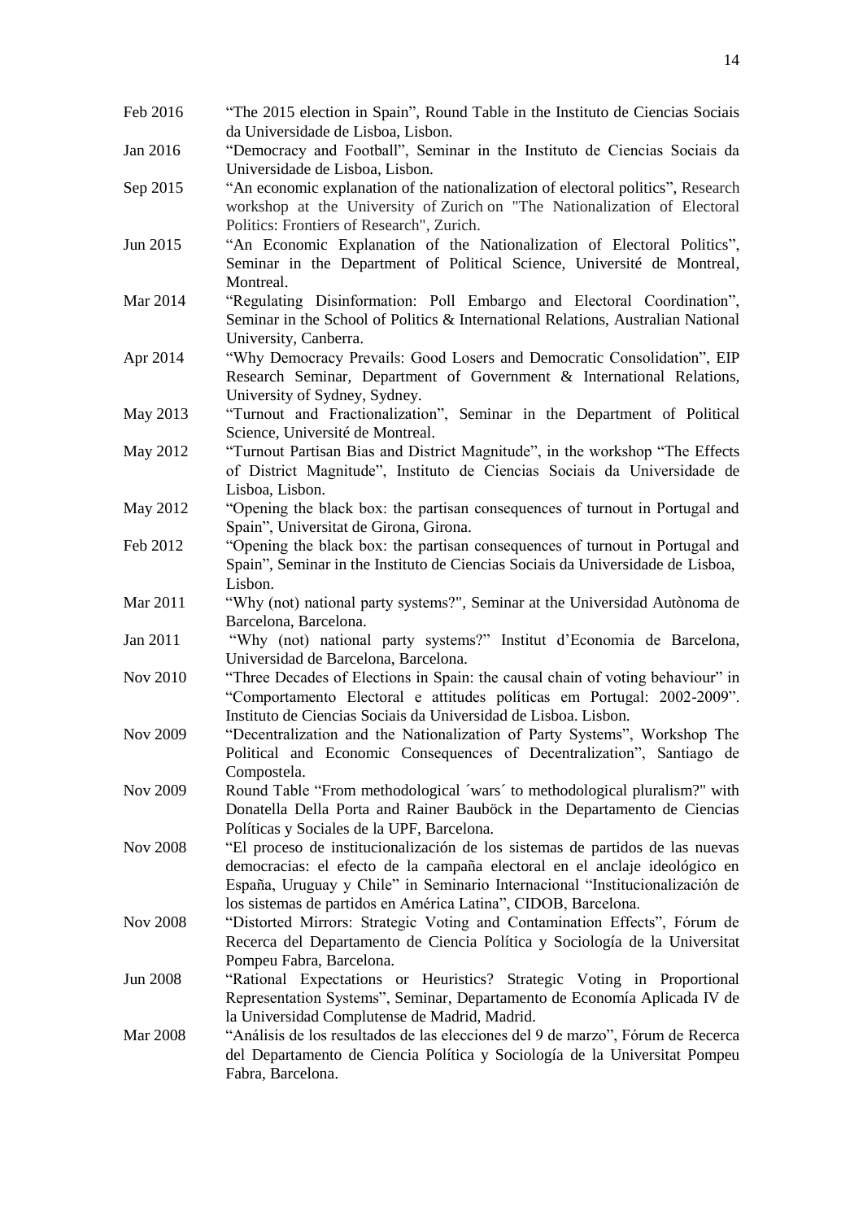Feb 2016 “The 2015 election in Spain”, Round Table in the Instituto de Ciencias Sociais da Universidade de Lisboa, Lisbon.

Jan 2016 “Democracy and Football”, Seminar in the Instituto de Ciencias Sociais da Universidade de Lisboa, Lisbon.

Sep 2015 “An economic explanation of the nationalization of electoral politics”, Research workshop at the University of Zurich on "The Nationalization of Electoral Politics: Frontiers of Research", Zurich.

Jun 2015 “An Economic Explanation of the Nationalization of Electoral Politics”, Seminar in the Department of Political Science, Université de Montreal, Montreal.

Mar 2014 “Regulating Disinformation: Poll Embargo and Electoral Coordination”, Seminar in the School of Politics & International Relations, Australian National University, Canberra.

Apr 2014 “Why Democracy Prevails: Good Losers and Democratic Consolidation”, EIP Research Seminar, Department of Government & International Relations, University of Sydney, Sydney.

May 2013 “Turnout and Fractionalization”, Seminar in the Department of Political Science, Université de Montreal.

May 2012 “Turnout Partisan Bias and District Magnitude”, in the workshop “The Effects of District Magnitude”, Instituto de Ciencias Sociais da Universidade de Lisboa, Lisbon.

May 2012 “Opening the black box: the partisan consequences of turnout in Portugal and Spain”, Universitat de Girona, Girona.

Feb 2012 “Opening the black box: the partisan consequences of turnout in Portugal and Spain”, Seminar in the Instituto de Ciencias Sociais da Universidade de Lisboa, Lisbon.

Mar 2011 “Why (not) national party systems?", Seminar at the Universidad Autònoma de Barcelona, Barcelona.

Jan 2011 “Why (not) national party systems?” Institut d’Economia de Barcelona, Universidad de Barcelona, Barcelona.

Nov 2010 “Three Decades of Elections in Spain: the causal chain of voting behaviour” in “Comportamento Electoral e attitudes políticas em Portugal: 2002-2009”. Instituto de Ciencias Sociais da Universidad de Lisboa. Lisbon.

Nov 2009 “Decentralization and the Nationalization of Party Systems”, Workshop The Political and Economic Consequences of Decentralization”, Santiago de Compostela.

Nov 2009 Round Table “From methodological ´wars´ to methodological pluralism?" with Donatella Della Porta and Rainer Bauböck in the Departamento de Ciencias Políticas y Sociales de la UPF, Barcelona.

Nov 2008 “El proceso de institucionalización de los sistemas de partidos de las nuevas democracias: el efecto de la campaña electoral en el anclaje ideológico en España, Uruguay y Chile” in Seminario Internacional “Institucionalización de los sistemas de partidos en América Latina”, CIDOB, Barcelona.

Nov 2008 “Distorted Mirrors: Strategic Voting and Contamination Effects”, Fórum de Recerca del Departamento de Ciencia Política y Sociología de la Universitat Pompeu Fabra, Barcelona.

Jun 2008 “Rational Expectations or Heuristics? Strategic Voting in Proportional Representation Systems”, Seminar, Departamento de Economía Aplicada IV de la Universidad Complutense de Madrid, Madrid.

Mar 2008 “Análisis de los resultados de las elecciones del 9 de marzo”, Fórum de Recerca del Departamento de Ciencia Política y Sociología de la Universitat Pompeu Fabra, Barcelona.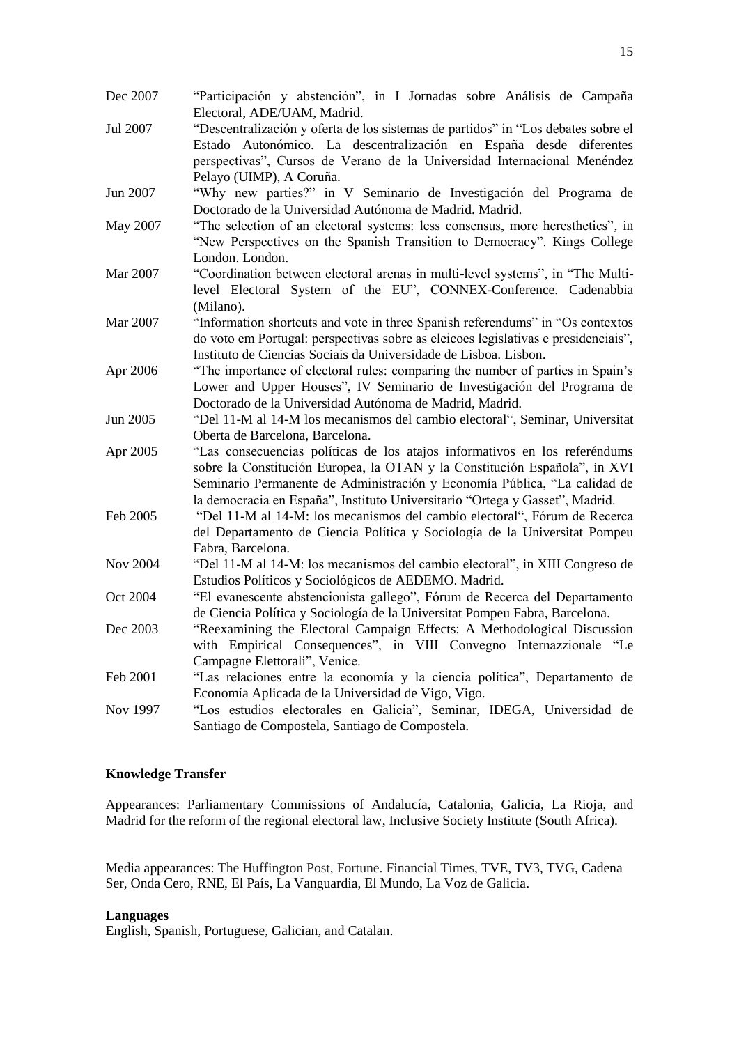Dec 2007 “Participación y abstención”, in I Jornadas sobre Análisis de Campaña Electoral, ADE/UAM, Madrid.

Jul 2007 “Descentralización y oferta de los sistemas de partidos” in “Los debates sobre el Estado Autonómico. La descentralización en España desde diferentes perspectivas”, Cursos de Verano de la Universidad Internacional Menéndez Pelayo (UIMP), A Coruña.

Jun 2007 “Why new parties?” in V Seminario de Investigación del Programa de Doctorado de la Universidad Autónoma de Madrid. Madrid.

May 2007 “The selection of an electoral systems: less consensus, more heresthetics”, in “New Perspectives on the Spanish Transition to Democracy”. Kings College London. London.

Mar 2007 “Coordination between electoral arenas in multi-level systems”, in “The Multi-level Electoral System of the EU”, CONNEX-Conference. Cadenabbia (Milano).

Mar 2007 “Information shortcuts and vote in three Spanish referendums” in “Os contextos do voto em Portugal: perspectivas sobre as eleicoes legislativas e presidenciais”, Instituto de Ciencias Sociais da Universidade de Lisboa. Lisbon.

Apr 2006 “The importance of electoral rules: comparing the number of parties in Spain’s Lower and Upper Houses”, IV Seminario de Investigación del Programa de Doctorado de la Universidad Autónoma de Madrid, Madrid.

Jun 2005 “Del 11-M al 14-M los mecanismos del cambio electoral“, Seminar, Universitat Oberta de Barcelona, Barcelona.

Apr 2005 “Las consecuencias políticas de los atajos informativos en los referéndums sobre la Constitución Europea, la OTAN y la Constitución Española”, in XVI Seminario Permanente de Administración y Economía Pública, “La calidad de la democracia en España”, Instituto Universitario “Ortega y Gasset”, Madrid.

Feb 2005 “Del 11-M al 14-M: los mecanismos del cambio electoral“, Fórum de Recerca del Departamento de Ciencia Política y Sociología de la Universitat Pompeu Fabra, Barcelona.

Nov 2004 “Del 11-M al 14-M: los mecanismos del cambio electoral”, in XIII Congreso de Estudios Políticos y Sociológicos de AEDEMO. Madrid.

Oct 2004 “El evanescente abstencionista gallego”, Fórum de Recerca del Departamento de Ciencia Política y Sociología de la Universitat Pompeu Fabra, Barcelona.

Dec 2003 “Reexamining the Electoral Campaign Effects: A Methodological Discussion with Empirical Consequences”, in VIII Convegno Internazzionale “Le Campagne Elettorali”, Venice.

Feb 2001 “Las relaciones entre la economía y la ciencia política”, Departamento de Economía Aplicada de la Universidad de Vigo, Vigo.

Nov 1997 “Los estudios electorales en Galicia”, Seminar, IDEGA, Universidad de Santiago de Compostela, Santiago de Compostela.

**Knowledge Transfer**

Appearances: Parliamentary Commissions of Andalucía, Catalonia, Galicia, La Rioja, and Madrid for the reform of the regional electoral law, Inclusive Society Institute (South Africa).

Media appearances: The Huffington Post, Fortune. Financial Times, TVE, TV3, TVG, Cadena Ser, Onda Cero, RNE, El País, La Vanguardia, El Mundo, La Voz de Galicia.

**Languages**

English, Spanish, Portuguese, Galician, and Catalan.